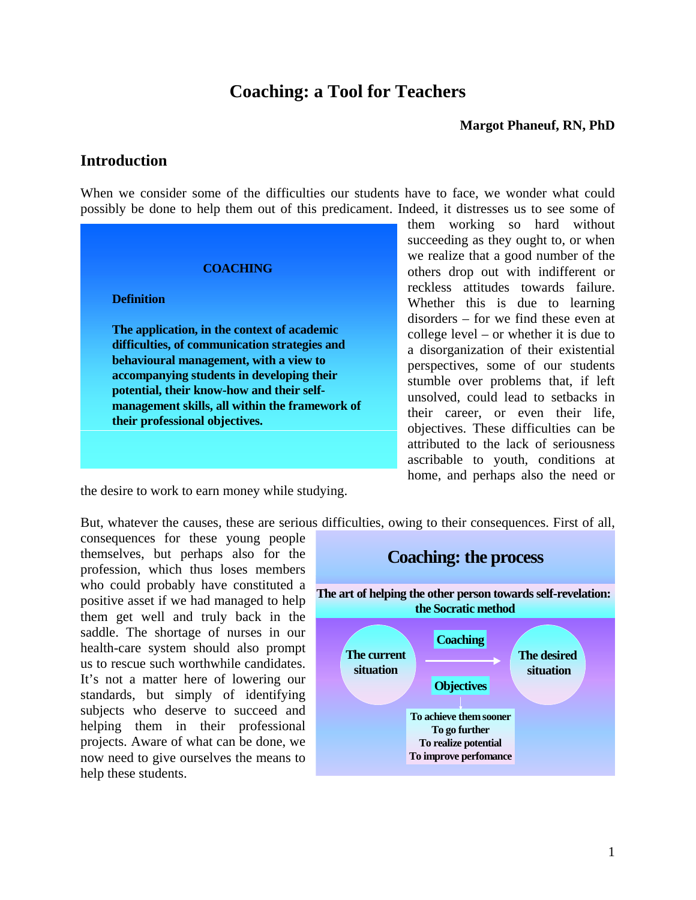# Coaching: a Tool for Teachers

**Margot Phaneuf, RN, PhD**

## Introduction

When we consider some of the difficulties our students have to face, we wonder what could possibly be done to help them out of this predicament. Indeed, it distresses us to see some of them working so hard without succeeding as they ought to, or when we realize that a good number of the others drop out with indifferent or reckless attitudes towards failure. Whether this is due to learning disorders – for we find these even at college level – or whether it is due to a disorganization of their existential perspectives, some of our students stumble over problems that, if left unsolved, could lead to setbacks in their career, or even their life, objectives. These difficulties can be attributed to the lack of seriousness ascribable to youth, conditions at home, and perhaps also the need or the desire to work to earn money while studying.

> **COACHING**
>
> **Definition**
>
> **The application, in the context of academic difficulties, of communication strategies and behavioural management, with a view to accompanying students in developing their potential, their know-how and their self-management skills, all within the framework of their professional objectives.**

But, whatever the causes, these are serious difficulties, owing to their consequences. First of all, consequences for these young people themselves, but perhaps also for the profession, which thus loses members who could probably have constituted a positive asset if we had managed to help them get well and truly back in the saddle. The shortage of nurses in our health-care system should also prompt us to rescue such worthwhile candidates. It's not a matter here of lowering our standards, but simply of identifying subjects who deserve to succeed and helping them in their professional projects. Aware of what can be done, we now need to give ourselves the means to help these students.

> **Coaching: the process**
>
> **The art of helping the other person towards self-revelation: the Socratic method**
>
> **The current situation** → **Coaching** / **Objectives** → **The desired situation**
>
> **To achieve them sooner**
> **To go further**
> **To realize potential**
> **To improve perfomance**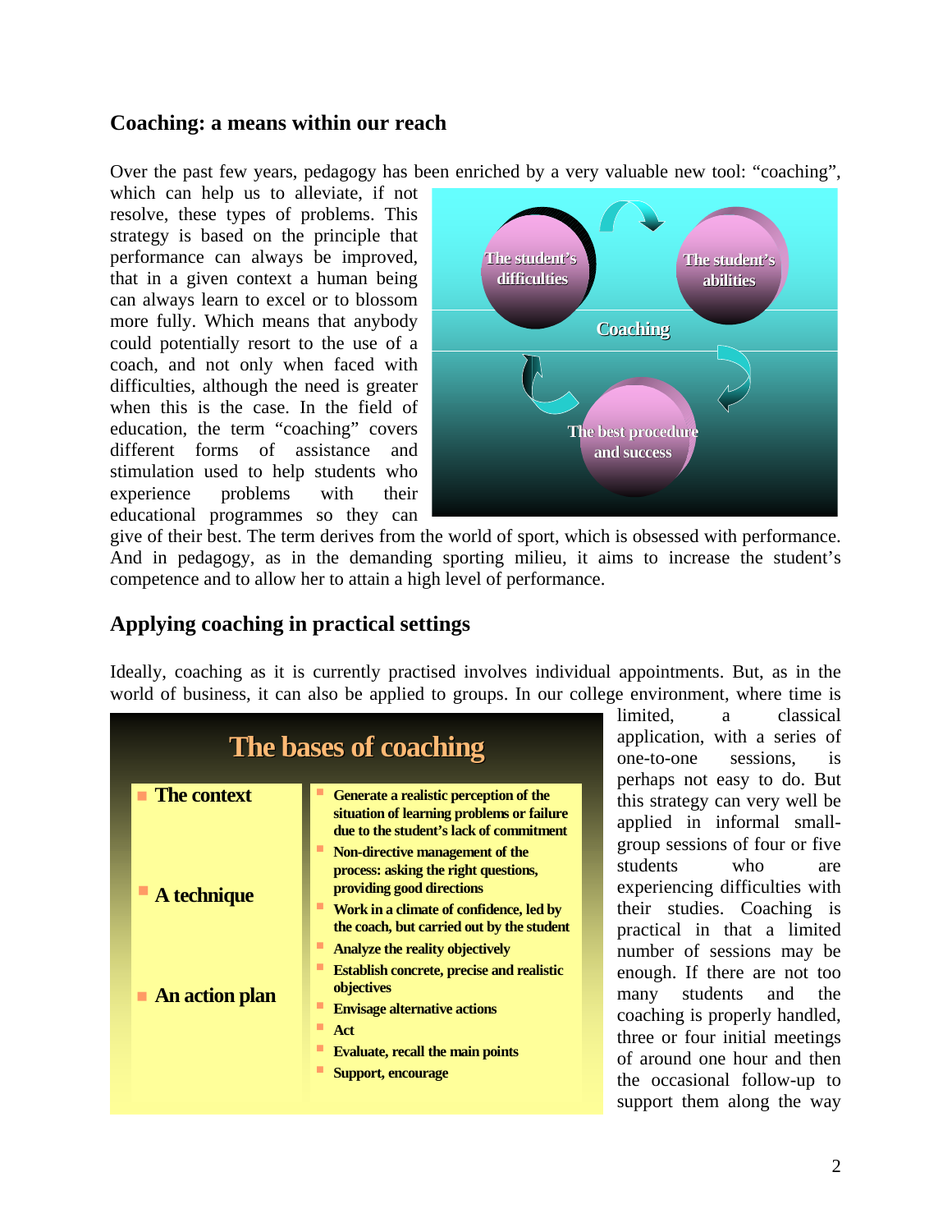## Coaching: a means within our reach

Over the past few years, pedagogy has been enriched by a very valuable new tool: "coaching", which can help us to alleviate, if not resolve, these types of problems. This strategy is based on the principle that performance can always be improved, that in a given context a human being can always learn to excel or to blossom more fully. Which means that anybody could potentially resort to the use of a coach, and not only when faced with difficulties, although the need is greater when this is the case. In the field of education, the term "coaching" covers different forms of assistance and stimulation used to help students who experience problems with their educational programmes so they can give of their best. The term derives from the world of sport, which is obsessed with performance. And in pedagogy, as in the demanding sporting milieu, it aims to increase the student's competence and to allow her to attain a high level of performance.

The student's difficulties → The student's abilities → The best procedure and success → (Coaching)

## Applying coaching in practical settings

Ideally, coaching as it is currently practised involves individual appointments. But, as in the world of business, it can also be applied to groups. In our college environment, where time is limited, a classical application, with a series of one-to-one sessions, is perhaps not easy to do. But this strategy can very well be applied in informal small-group sessions of four or five students who are experiencing difficulties with their studies. Coaching is practical in that a limited number of sessions may be enough. If there are not too many students and the coaching is properly handled, three or four initial meetings of around one hour and then the occasional follow-up to support them along the way

**The bases of coaching**

| | |
|---|---|
| **The context** | **Generate a realistic perception of the situation of learning problems or failure due to the student's lack of commitment** |
| **A technique** | **Non-directive management of the process: asking the right questions, providing good directions**<br>**Work in a climate of confidence, led by the coach, but carried out by the student** |
| **An action plan** | **Analyze the reality objectively**<br>**Establish concrete, precise and realistic objectives**<br>**Envisage alternative actions**<br>**Act**<br>**Evaluate, recall the main points**<br>**Support, encourage** |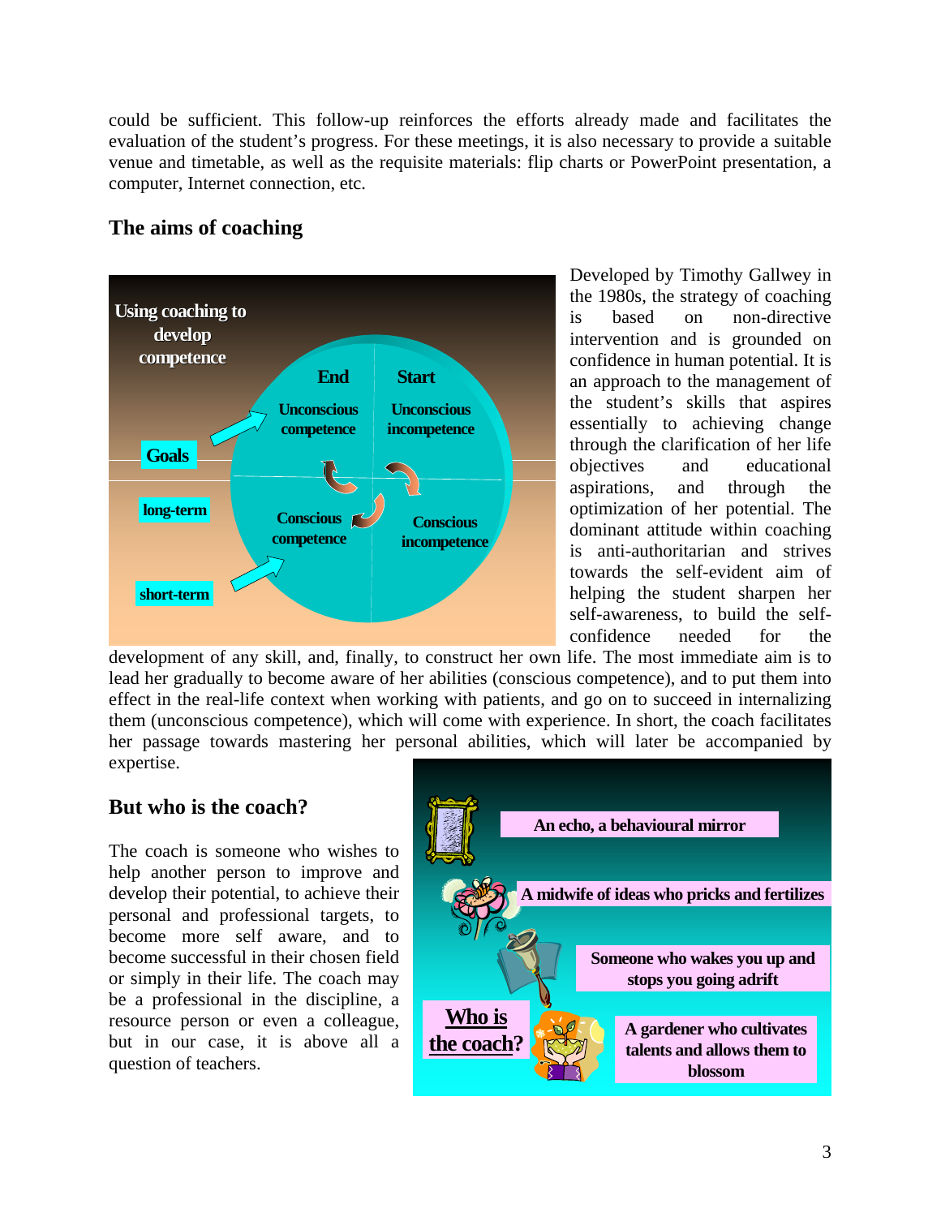could be sufficient. This follow-up reinforces the efforts already made and facilitates the evaluation of the student's progress. For these meetings, it is also necessary to provide a suitable venue and timetable, as well as the requisite materials: flip charts or PowerPoint presentation, a computer, Internet connection, etc.

## The aims of coaching

Developed by Timothy Gallwey in the 1980s, the strategy of coaching is based on non-directive intervention and is grounded on confidence in human potential. It is an approach to the management of the student's skills that aspires essentially to achieving change through the clarification of her life objectives and educational aspirations, and through the optimization of her potential. The dominant attitude within coaching is anti-authoritarian and strives towards the self-evident aim of helping the student sharpen her self-awareness, to build the self-confidence needed for the development of any skill, and, finally, to construct her own life. The most immediate aim is to lead her gradually to become aware of her abilities (conscious competence), and to put them into effect in the real-life context when working with patients, and go on to succeed in internalizing them (unconscious competence), which will come with experience. In short, the coach facilitates her passage towards mastering her personal abilities, which will later be accompanied by expertise.

## But who is the coach?

The coach is someone who wishes to help another person to improve and develop their potential, to achieve their personal and professional targets, to become more self aware, and to become successful in their chosen field or simply in their life. The coach may be a professional in the discipline, a resource person or even a colleague, but in our case, it is above all a question of teachers.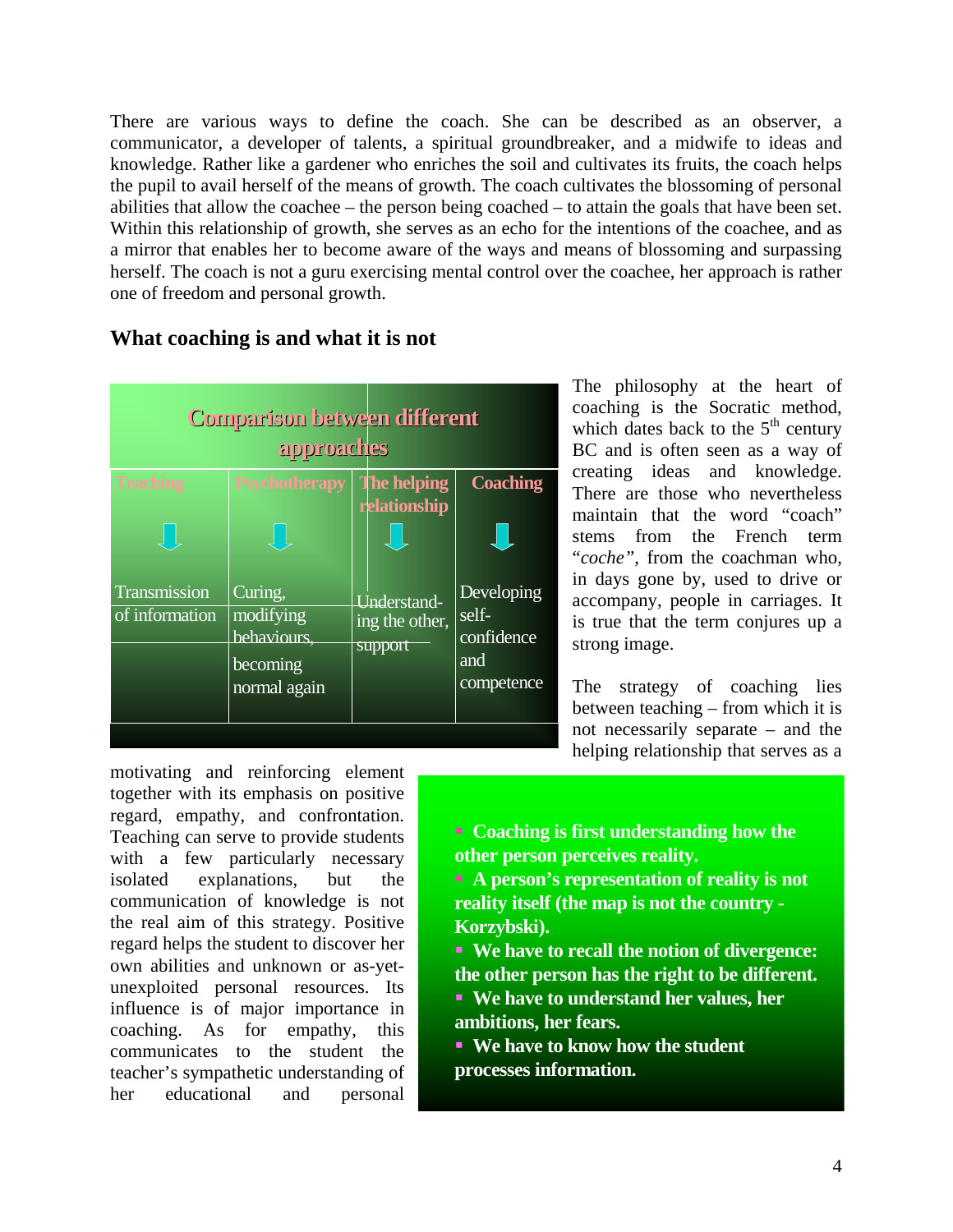There are various ways to define the coach. She can be described as an observer, a communicator, a developer of talents, a spiritual groundbreaker, and a midwife to ideas and knowledge. Rather like a gardener who enriches the soil and cultivates its fruits, the coach helps the pupil to avail herself of the means of growth. The coach cultivates the blossoming of personal abilities that allow the coachee – the person being coached – to attain the goals that have been set. Within this relationship of growth, she serves as an echo for the intentions of the coachee, and as a mirror that enables her to become aware of the ways and means of blossoming and surpassing herself. The coach is not a guru exercising mental control over the coachee, her approach is rather one of freedom and personal growth.

## What coaching is and what it is not

**Comparison between different approaches**

| Teaching | Psychotherapy | The helping relationship | Coaching |
|---|---|---|---|
| ↓ | ↓ | ↓ | ↓ |
| Transmission of information | Curing, modifying behaviours, becoming normal again | Understanding the other, support | Developing self-confidence and competence |

The philosophy at the heart of coaching is the Socratic method, which dates back to the 5th century BC and is often seen as a way of creating ideas and knowledge. There are those who nevertheless maintain that the word "coach" stems from the French term "*coche*", from the coachman who, in days gone by, used to drive or accompany, people in carriages. It is true that the term conjures up a strong image.

The strategy of coaching lies between teaching – from which it is not necessarily separate – and the helping relationship that serves as a motivating and reinforcing element together with its emphasis on positive regard, empathy, and confrontation. Teaching can serve to provide students with a few particularly necessary isolated explanations, but the communication of knowledge is not the real aim of this strategy. Positive regard helps the student to discover her own abilities and unknown or as-yet-unexploited personal resources. Its influence is of major importance in coaching. As for empathy, this communicates to the student the teacher's sympathetic understanding of her educational and personal

- **Coaching is first understanding how the other person perceives reality.**
- **A person's representation of reality is not reality itself (the map is not the country - Korzybski).**
- **We have to recall the notion of divergence: the other person has the right to be different.**
- **We have to understand her values, her ambitions, her fears.**
- **We have to know how the student processes information.**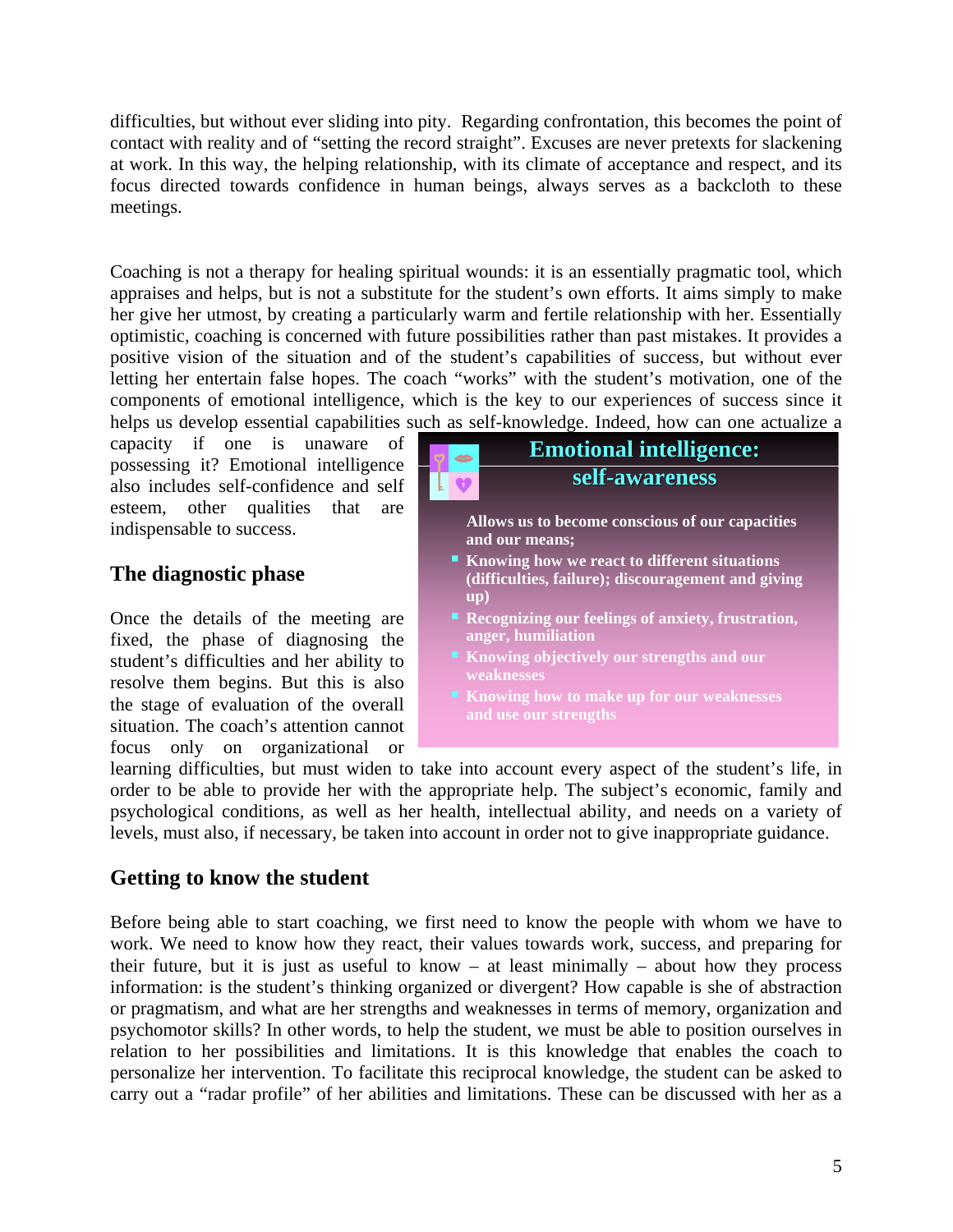difficulties, but without ever sliding into pity. Regarding confrontation, this becomes the point of contact with reality and of "setting the record straight". Excuses are never pretexts for slackening at work. In this way, the helping relationship, with its climate of acceptance and respect, and its focus directed towards confidence in human beings, always serves as a backcloth to these meetings.

Coaching is not a therapy for healing spiritual wounds: it is an essentially pragmatic tool, which appraises and helps, but is not a substitute for the student's own efforts. It aims simply to make her give her utmost, by creating a particularly warm and fertile relationship with her. Essentially optimistic, coaching is concerned with future possibilities rather than past mistakes. It provides a positive vision of the situation and of the student's capabilities of success, but without ever letting her entertain false hopes. The coach "works" with the student's motivation, one of the components of emotional intelligence, which is the key to our experiences of success since it helps us develop essential capabilities such as self-knowledge. Indeed, how can one actualize a capacity if one is unaware of possessing it? Emotional intelligence also includes self-confidence and self esteem, other qualities that are indispensable to success.

**Emotional intelligence: self-awareness**

**Allows us to become conscious of our capacities and our means;**

- **Knowing how we react to different situations (difficulties, failure); discouragement and giving up)**
- **Recognizing our feelings of anxiety, frustration, anger, humiliation**
- **Knowing objectively our strengths and our weaknesses**
- **Knowing how to make up for our weaknesses and use our strengths**

## The diagnostic phase

Once the details of the meeting are fixed, the phase of diagnosing the student's difficulties and her ability to resolve them begins. But this is also the stage of evaluation of the overall situation. The coach's attention cannot focus only on organizational or learning difficulties, but must widen to take into account every aspect of the student's life, in order to be able to provide her with the appropriate help. The subject's economic, family and psychological conditions, as well as her health, intellectual ability, and needs on a variety of levels, must also, if necessary, be taken into account in order not to give inappropriate guidance.

## Getting to know the student

Before being able to start coaching, we first need to know the people with whom we have to work. We need to know how they react, their values towards work, success, and preparing for their future, but it is just as useful to know – at least minimally – about how they process information: is the student's thinking organized or divergent? How capable is she of abstraction or pragmatism, and what are her strengths and weaknesses in terms of memory, organization and psychomotor skills? In other words, to help the student, we must be able to position ourselves in relation to her possibilities and limitations. It is this knowledge that enables the coach to personalize her intervention. To facilitate this reciprocal knowledge, the student can be asked to carry out a "radar profile" of her abilities and limitations. These can be discussed with her as a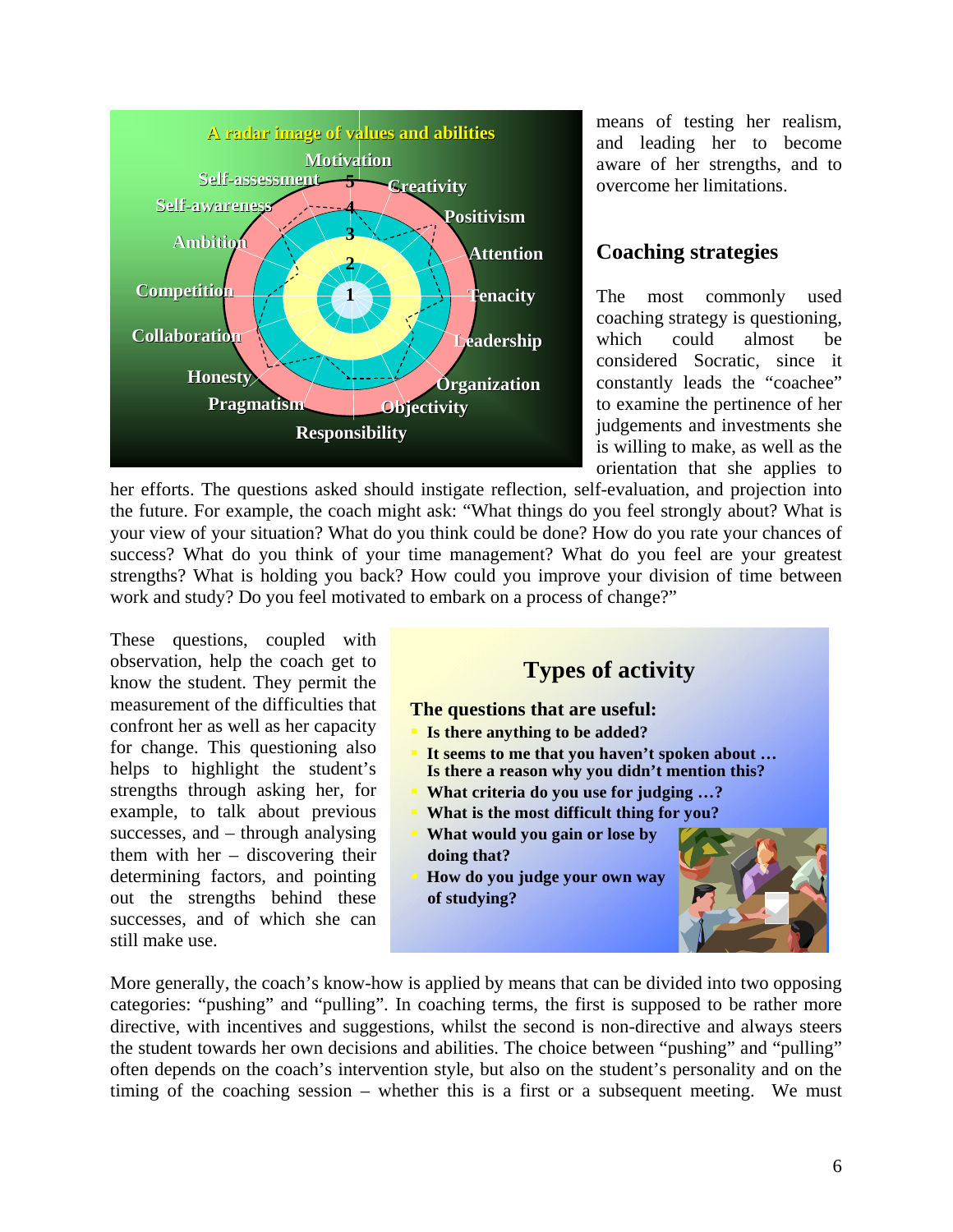A radar image of values and abilities

Motivation, Creativity, Positivism, Attention, Tenacity, Leadership, Organization, Objectivity, Responsibility, Pragmatism, Honesty, Collaboration, Competition, Ambition, Self-awareness, Self-assessment

means of testing her realism, and leading her to become aware of her strengths, and to overcome her limitations.

## Coaching strategies

The most commonly used coaching strategy is questioning, which could almost be considered Socratic, since it constantly leads the "coachee" to examine the pertinence of her judgements and investments she is willing to make, as well as the orientation that she applies to her efforts. The questions asked should instigate reflection, self-evaluation, and projection into the future. For example, the coach might ask: "What things do you feel strongly about? What is your view of your situation? What do you think could be done? How do you rate your chances of success? What do you think of your time management? What do you feel are your greatest strengths? What is holding you back? How could you improve your division of time between work and study? Do you feel motivated to embark on a process of change?"

These questions, coupled with observation, help the coach get to know the student. They permit the measurement of the difficulties that confront her as well as her capacity for change. This questioning also helps to highlight the student's strengths through asking her, for example, to talk about previous successes, and – through analysing them with her – discovering their determining factors, and pointing out the strengths behind these successes, and of which she can still make use.

**Types of activity**

**The questions that are useful:**

- **Is there anything to be added?**
- **It seems to me that you haven't spoken about … Is there a reason why you didn't mention this?**
- **What criteria do you use for judging …?**
- **What is the most difficult thing for you?**
- **What would you gain or lose by doing that?**
- **How do you judge your own way of studying?**

More generally, the coach's know-how is applied by means that can be divided into two opposing categories: "pushing" and "pulling". In coaching terms, the first is supposed to be rather more directive, with incentives and suggestions, whilst the second is non-directive and always steers the student towards her own decisions and abilities. The choice between "pushing" and "pulling" often depends on the coach's intervention style, but also on the student's personality and on the timing of the coaching session – whether this is a first or a subsequent meeting. We must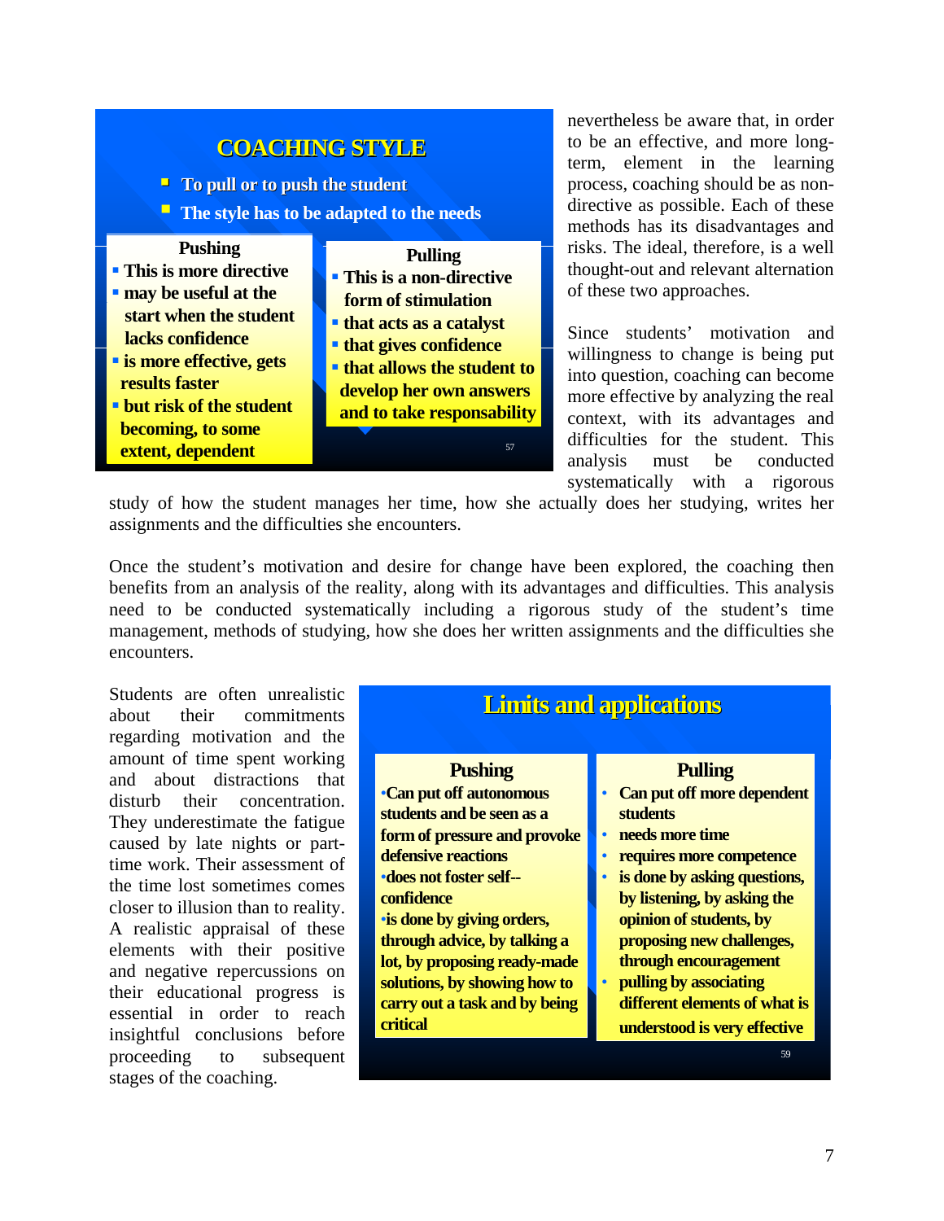### COACHING STYLE

- To pull or to push the student
- The style has to be adapted to the needs

| Pushing | Pulling |
|---|---|
| This is more directive | This is a non-directive form of stimulation |
| may be useful at the start when the student lacks confidence | that acts as a catalyst |
| is more effective, gets results faster | that gives confidence |
| but risk of the student becoming, to some extent, dependent | that allows the student to develop her own answers and to take responsability |

57

nevertheless be aware that, in order to be an effective, and more long-term, element in the learning process, coaching should be as non-directive as possible. Each of these methods has its disadvantages and risks. The ideal, therefore, is a well thought-out and relevant alternation of these two approaches.

Since students' motivation and willingness to change is being put into question, coaching can become more effective by analyzing the real context, with its advantages and difficulties for the student. This analysis must be conducted systematically with a rigorous study of how the student manages her time, how she actually does her studying, writes her assignments and the difficulties she encounters.

Once the student's motivation and desire for change have been explored, the coaching then benefits from an analysis of the reality, along with its advantages and difficulties. This analysis need to be conducted systematically including a rigorous study of the student's time management, methods of studying, how she does her written assignments and the difficulties she encounters.

Students are often unrealistic about their commitments regarding motivation and the amount of time spent working and about distractions that disturb their concentration. They underestimate the fatigue caused by late nights or part-time work. Their assessment of the time lost sometimes comes closer to illusion than to reality. A realistic appraisal of these elements with their positive and negative repercussions on their educational progress is essential in order to reach insightful conclusions before proceeding to subsequent stages of the coaching.

### Limits and applications

| Pushing | Pulling |
|---|---|
| Can put off autonomous students and be seen as a form of pressure and provoke defensive reactions | Can put off more dependent students |
| does not foster self--confidence | needs more time |
| is done by giving orders, through advice, by talking a lot, by proposing ready-made solutions, by showing how to carry out a task and by being critical | requires more competence |
| | is done by asking questions, by listening, by asking the opinion of students, by proposing new challenges, through encouragement |
| | pulling by associating different elements of what is understood is very effective |

59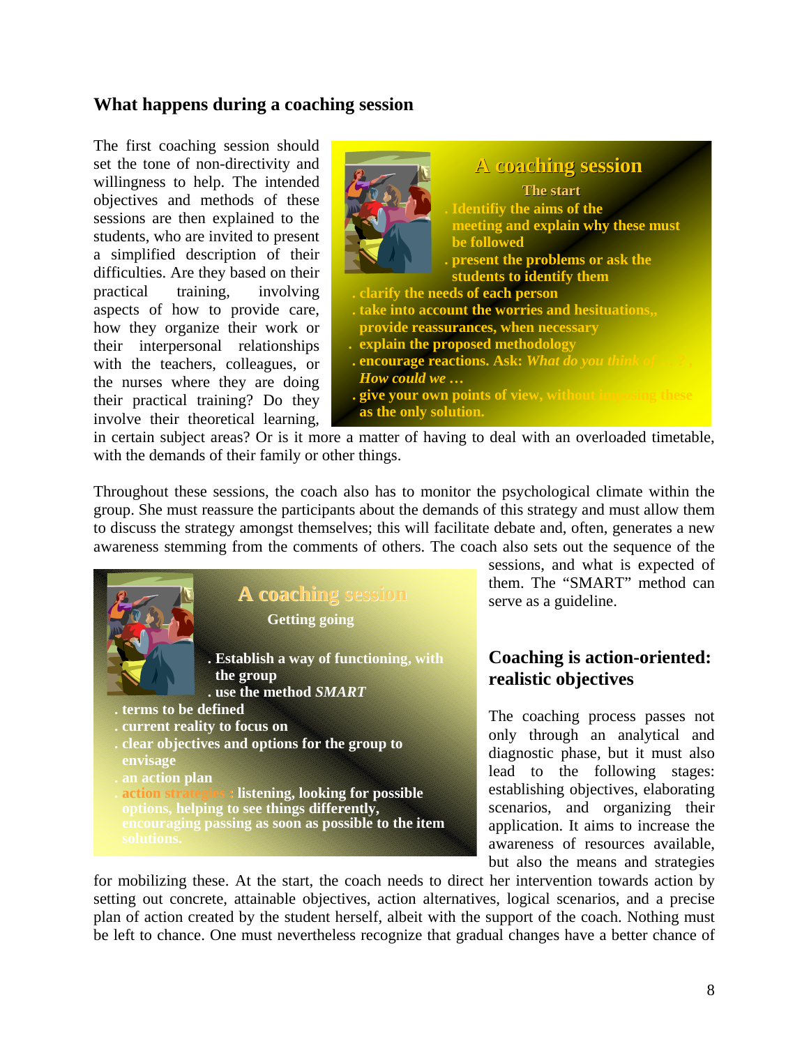## What happens during a coaching session

The first coaching session should set the tone of non-directivity and willingness to help. The intended objectives and methods of these sessions are then explained to the students, who are invited to present a simplified description of their difficulties. Are they based on their practical training, involving aspects of how to provide care, how they organize their work or their interpersonal relationships with the teachers, colleagues, or the nurses where they are doing their practical training? Do they involve their theoretical learning, in certain subject areas? Or is it more a matter of having to deal with an overloaded timetable, with the demands of their family or other things.

**A coaching session**

**The start**

- **Identifiy the aims of the meeting and explain why these must be followed**
- **present the problems or ask the students to identify them**
- **clarify the needs of each person**
- **take into account the worries and hesituations,, provide reassurances, when necessary**
- **explain the proposed methodology**
- **encourage reactions. Ask: *What do you think of … ?, How could we …***
- **give your own points of view, without imposing these as the only solution.**

Throughout these sessions, the coach also has to monitor the psychological climate within the group. She must reassure the participants about the demands of this strategy and must allow them to discuss the strategy amongst themselves; this will facilitate debate and, often, generates a new awareness stemming from the comments of others. The coach also sets out the sequence of the sessions, and what is expected of them. The "SMART" method can serve as a guideline.

**A coaching session**

**Getting going**

- **Establish a way of functioning, with the group**
- **use the method *SMART***
- **terms to be defined**
- **current reality to focus on**
- **clear objectives and options for the group to envisage**
- **an action plan**
- **action strategies : listening, looking for possible options, helping to see things differently, encouraging passing as soon as possible to the item solutions.**

## Coaching is action-oriented: realistic objectives

The coaching process passes not only through an analytical and diagnostic phase, but it must also lead to the following stages: establishing objectives, elaborating scenarios, and organizing their application. It aims to increase the awareness of resources available, but also the means and strategies for mobilizing these. At the start, the coach needs to direct her intervention towards action by setting out concrete, attainable objectives, action alternatives, logical scenarios, and a precise plan of action created by the student herself, albeit with the support of the coach. Nothing must be left to chance. One must nevertheless recognize that gradual changes have a better chance of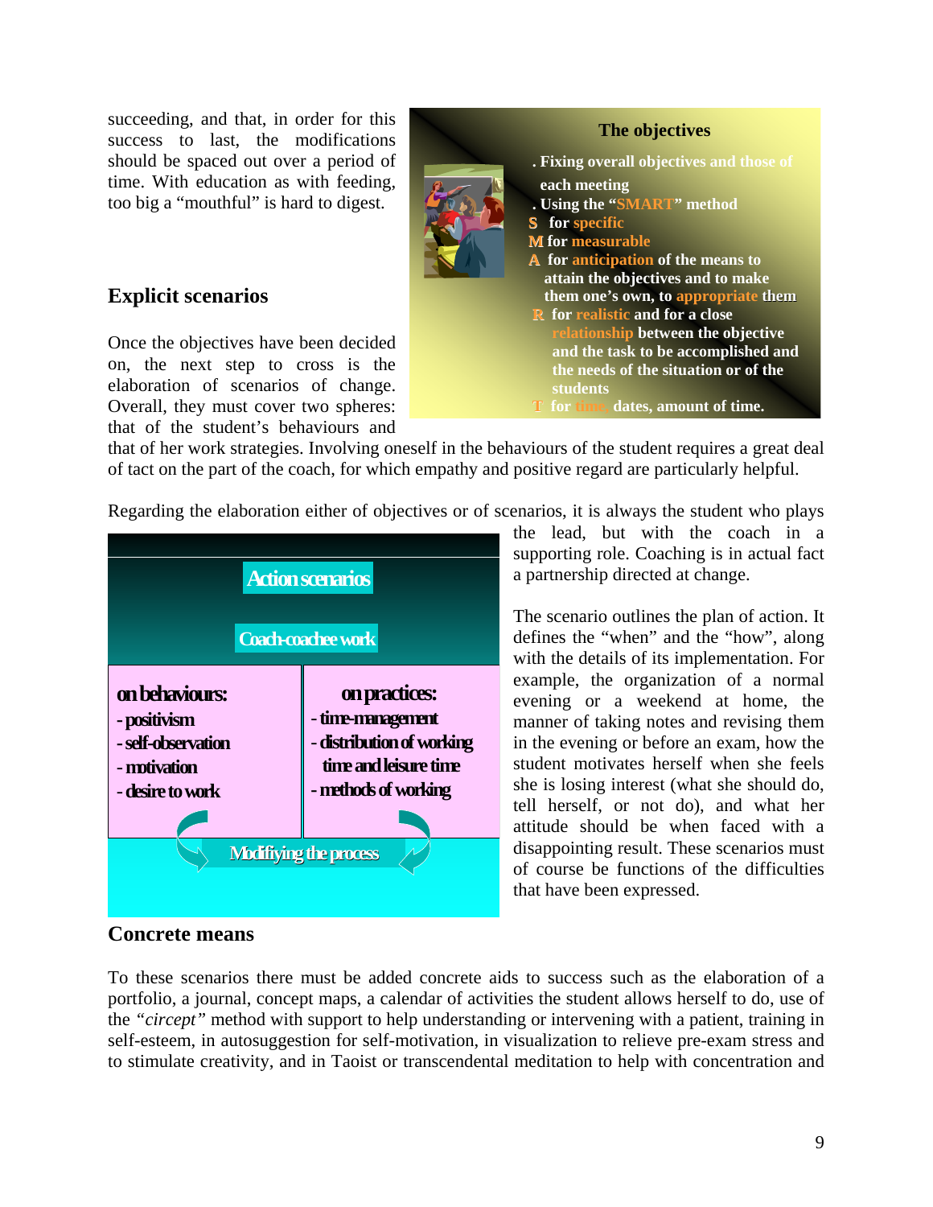succeeding, and that, in order for this success to last, the modifications should be spaced out over a period of time. With education as with feeding, too big a "mouthful" is hard to digest.

**The objectives**

. Fixing overall objectives and those of each meeting
. Using the "SMART" method
S for specific
M for measurable
A for anticipation of the means to attain the objectives and to make them one's own, to appropriate them
R for realistic and for a close relationship between the objective and the task to be accomplished and the needs of the situation or of the students
T for time: dates, amount of time.

## Explicit scenarios

Once the objectives have been decided on, the next step to cross is the elaboration of scenarios of change. Overall, they must cover two spheres: that of the student's behaviours and that of her work strategies. Involving oneself in the behaviours of the student requires a great deal of tact on the part of the coach, for which empathy and positive regard are particularly helpful.

Regarding the elaboration either of objectives or of scenarios, it is always the student who plays the lead, but with the coach in a supporting role. Coaching is in actual fact a partnership directed at change.

**Action scenarios**

**Coach-coachee work**

| on behaviours: | on practices: |
|---|---|
| - positivism<br>- self-observation<br>- motivation<br>- desire to work | - time-management<br>- distribution of working time and leisure time<br>- methods of working |

**Modifiying the process**

The scenario outlines the plan of action. It defines the "when" and the "how", along with the details of its implementation. For example, the organization of a normal evening or a weekend at home, the manner of taking notes and revising them in the evening or before an exam, how the student motivates herself when she feels she is losing interest (what she should do, tell herself, or not do), and what her attitude should be when faced with a disappointing result. These scenarios must of course be functions of the difficulties that have been expressed.

## Concrete means

To these scenarios there must be added concrete aids to success such as the elaboration of a portfolio, a journal, concept maps, a calendar of activities the student allows herself to do, use of the *"circept"* method with support to help understanding or intervening with a patient, training in self-esteem, in autosuggestion for self-motivation, in visualization to relieve pre-exam stress and to stimulate creativity, and in Taoist or transcendental meditation to help with concentration and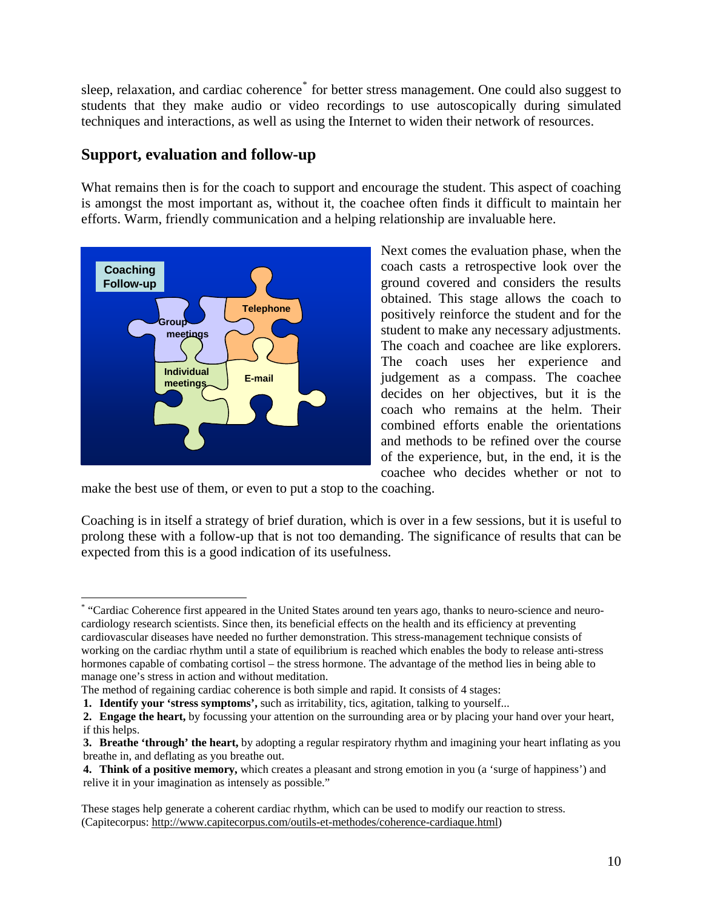sleep, relaxation, and cardiac coherence* for better stress management. One could also suggest to students that they make audio or video recordings to use autoscopically during simulated techniques and interactions, as well as using the Internet to widen their network of resources.

## Support, evaluation and follow-up

What remains then is for the coach to support and encourage the student. This aspect of coaching is amongst the most important as, without it, the coachee often finds it difficult to maintain her efforts. Warm, friendly communication and a helping relationship are invaluable here.

Next comes the evaluation phase, when the coach casts a retrospective look over the ground covered and considers the results obtained. This stage allows the coach to positively reinforce the student and for the student to make any necessary adjustments. The coach and coachee are like explorers. The coach uses her experience and judgement as a compass. The coachee decides on her objectives, but it is the coach who remains at the helm. Their combined efforts enable the orientations and methods to be refined over the course of the experience, but, in the end, it is the coachee who decides whether or not to make the best use of them, or even to put a stop to the coaching.

Coaching is in itself a strategy of brief duration, which is over in a few sessions, but it is useful to prolong these with a follow-up that is not too demanding. The significance of results that can be expected from this is a good indication of its usefulness.

---

* "Cardiac Coherence first appeared in the United States around ten years ago, thanks to neuro-science and neuro-cardiology research scientists. Since then, its beneficial effects on the health and its efficiency at preventing cardiovascular diseases have needed no further demonstration. This stress-management technique consists of working on the cardiac rhythm until a state of equilibrium is reached which enables the body to release anti-stress hormones capable of combating cortisol – the stress hormone. The advantage of the method lies in being able to manage one's stress in action and without meditation.

The method of regaining cardiac coherence is both simple and rapid. It consists of 4 stages:

1. **Identify your 'stress symptoms',** such as irritability, tics, agitation, talking to yourself...
2. **Engage the heart,** by focussing your attention on the surrounding area or by placing your hand over your heart, if this helps.
3. **Breathe 'through' the heart,** by adopting a regular respiratory rhythm and imagining your heart inflating as you breathe in, and deflating as you breathe out.
4. **Think of a positive memory,** which creates a pleasant and strong emotion in you (a 'surge of happiness') and relive it in your imagination as intensely as possible."

These stages help generate a coherent cardiac rhythm, which can be used to modify our reaction to stress. (Capitecorpus: http://www.capitecorpus.com/outils-et-methodes/coherence-cardiaque.html)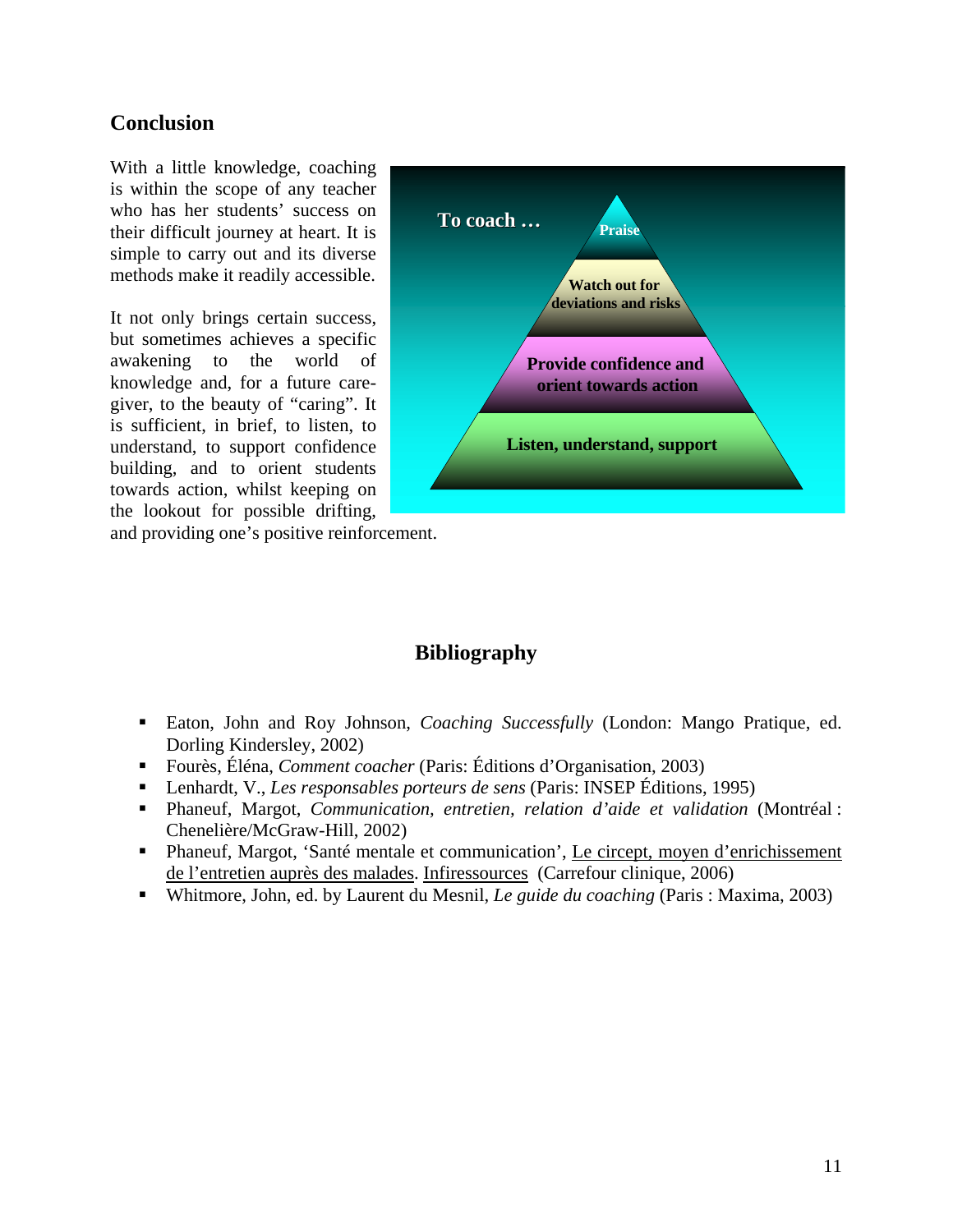## Conclusion

With a little knowledge, coaching is within the scope of any teacher who has her students' success on their difficult journey at heart. It is simple to carry out and its diverse methods make it readily accessible.

It not only brings certain success, but sometimes achieves a specific awakening to the world of knowledge and, for a future care-giver, to the beauty of "caring". It is sufficient, in brief, to listen, to understand, to support confidence building, and to orient students towards action, whilst keeping on the lookout for possible drifting, and providing one's positive reinforcement.

To coach …

Praise

Watch out for deviations and risks

Provide confidence and orient towards action

Listen, understand, support

## Bibliography

- Eaton, John and Roy Johnson, *Coaching Successfully* (London: Mango Pratique, ed. Dorling Kindersley, 2002)
- Fourès, Éléna, *Comment coacher* (Paris: Éditions d'Organisation, 2003)
- Lenhardt, V., *Les responsables porteurs de sens* (Paris: INSEP Éditions, 1995)
- Phaneuf, Margot, *Communication, entretien, relation d'aide et validation* (Montréal : Chenelière/McGraw-Hill, 2002)
- Phaneuf, Margot, 'Santé mentale et communication', Le circept, moyen d'enrichissement de l'entretien auprès des malades. Infiressources (Carrefour clinique, 2006)
- Whitmore, John, ed. by Laurent du Mesnil, *Le guide du coaching* (Paris : Maxima, 2003)